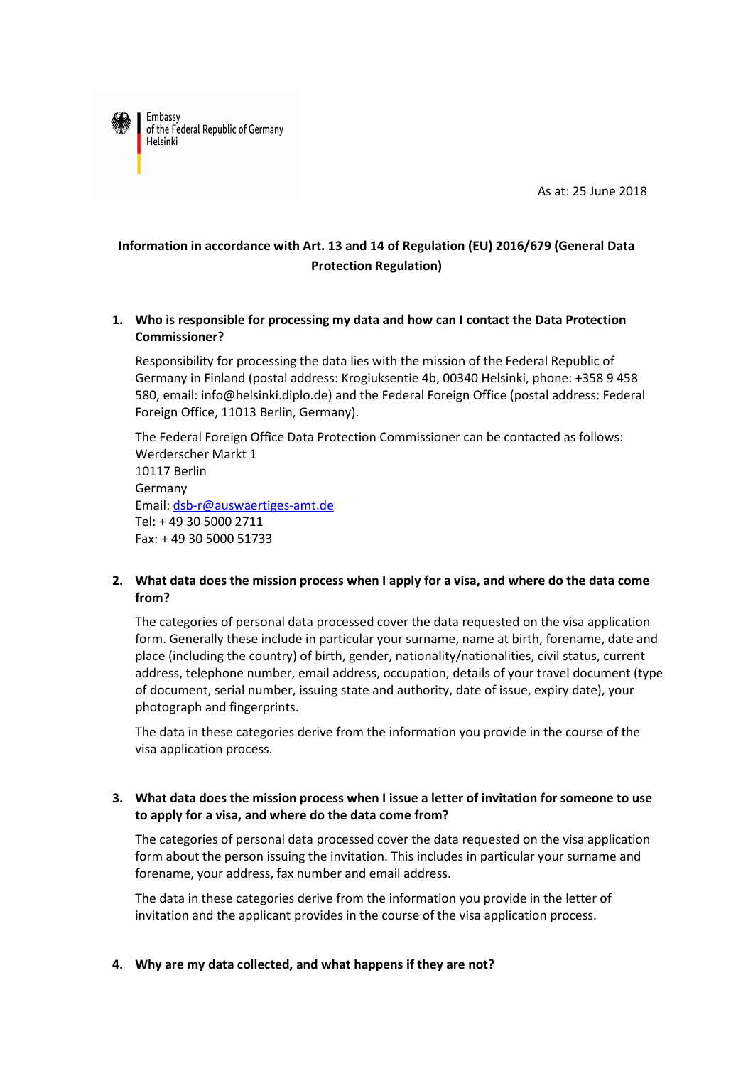Embassy
of the Federal Republic of Germany
Helsinki

As at: 25 June 2018

**Information in accordance with Art. 13 and 14 of Regulation (EU) 2016/679 (General Data Protection Regulation)**

1. **Who is responsible for processing my data and how can I contact the Data Protection Commissioner?**

   Responsibility for processing the data lies with the mission of the Federal Republic of Germany in Finland (postal address: Krogiuksentie 4b, 00340 Helsinki, phone: +358 9 458 580, email: info@helsinki.diplo.de) and the Federal Foreign Office (postal address: Federal Foreign Office, 11013 Berlin, Germany).

   The Federal Foreign Office Data Protection Commissioner can be contacted as follows:
   Werderscher Markt 1
   10117 Berlin
   Germany
   Email: dsb-r@auswaertiges-amt.de
   Tel: + 49 30 5000 2711
   Fax: + 49 30 5000 51733

2. **What data does the mission process when I apply for a visa, and where do the data come from?**

   The categories of personal data processed cover the data requested on the visa application form. Generally these include in particular your surname, name at birth, forename, date and place (including the country) of birth, gender, nationality/nationalities, civil status, current address, telephone number, email address, occupation, details of your travel document (type of document, serial number, issuing state and authority, date of issue, expiry date), your photograph and fingerprints.

   The data in these categories derive from the information you provide in the course of the visa application process.

3. **What data does the mission process when I issue a letter of invitation for someone to use to apply for a visa, and where do the data come from?**

   The categories of personal data processed cover the data requested on the visa application form about the person issuing the invitation. This includes in particular your surname and forename, your address, fax number and email address.

   The data in these categories derive from the information you provide in the letter of invitation and the applicant provides in the course of the visa application process.

4. **Why are my data collected, and what happens if they are not?**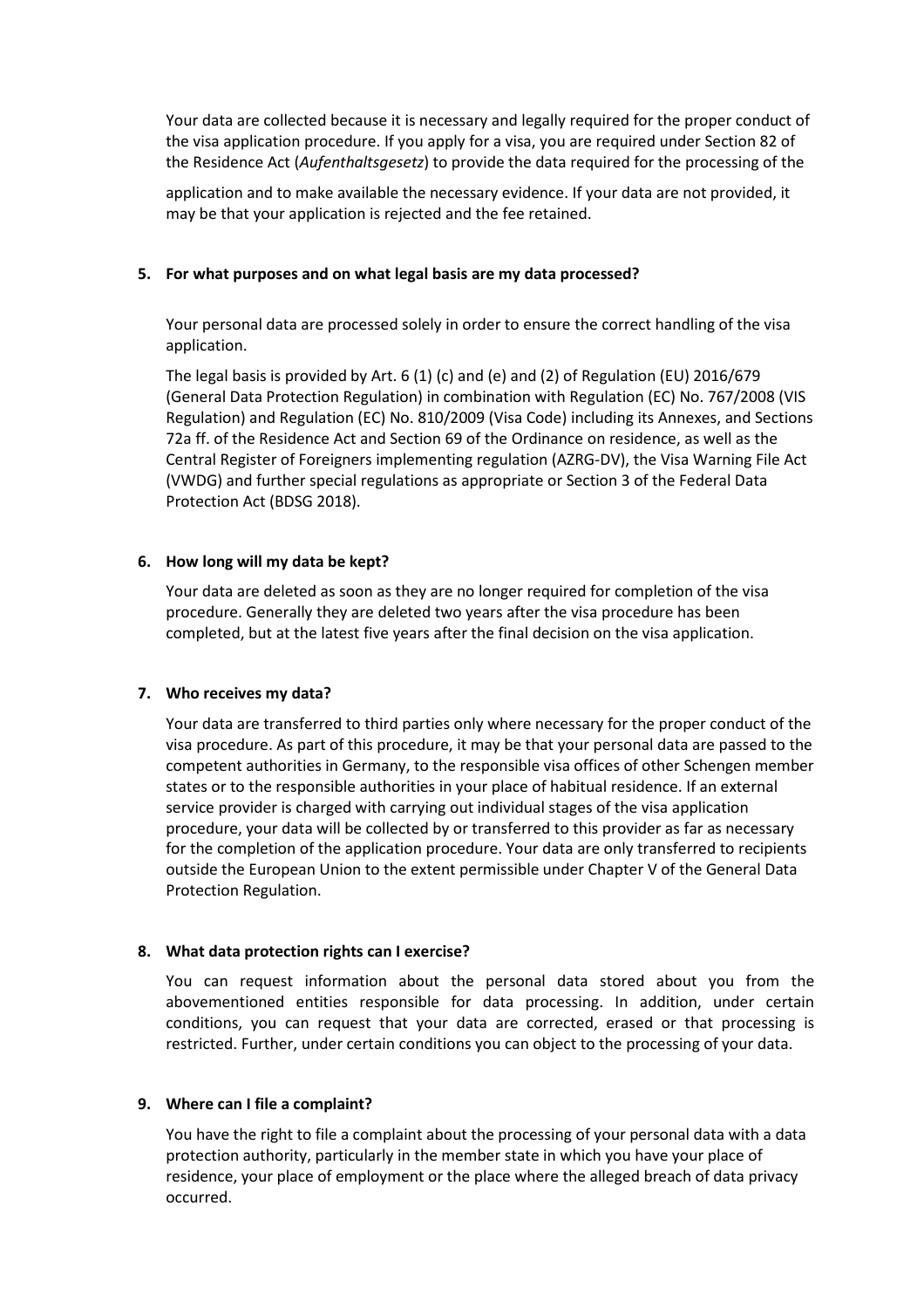Your data are collected because it is necessary and legally required for the proper conduct of the visa application procedure. If you apply for a visa, you are required under Section 82 of the Residence Act (*Aufenthaltsgesetz*) to provide the data required for the processing of the application and to make available the necessary evidence. If your data are not provided, it may be that your application is rejected and the fee retained.

**5. For what purposes and on what legal basis are my data processed?**

Your personal data are processed solely in order to ensure the correct handling of the visa application.

The legal basis is provided by Art. 6 (1) (c) and (e) and (2) of Regulation (EU) 2016/679 (General Data Protection Regulation) in combination with Regulation (EC) No. 767/2008 (VIS Regulation) and Regulation (EC) No. 810/2009 (Visa Code) including its Annexes, and Sections 72a ff. of the Residence Act and Section 69 of the Ordinance on residence, as well as the Central Register of Foreigners implementing regulation (AZRG-DV), the Visa Warning File Act (VWDG) and further special regulations as appropriate or Section 3 of the Federal Data Protection Act (BDSG 2018).

**6. How long will my data be kept?**

Your data are deleted as soon as they are no longer required for completion of the visa procedure. Generally they are deleted two years after the visa procedure has been completed, but at the latest five years after the final decision on the visa application.

**7. Who receives my data?**

Your data are transferred to third parties only where necessary for the proper conduct of the visa procedure. As part of this procedure, it may be that your personal data are passed to the competent authorities in Germany, to the responsible visa offices of other Schengen member states or to the responsible authorities in your place of habitual residence. If an external service provider is charged with carrying out individual stages of the visa application procedure, your data will be collected by or transferred to this provider as far as necessary for the completion of the application procedure. Your data are only transferred to recipients outside the European Union to the extent permissible under Chapter V of the General Data Protection Regulation.

**8. What data protection rights can I exercise?**

You can request information about the personal data stored about you from the abovementioned entities responsible for data processing. In addition, under certain conditions, you can request that your data are corrected, erased or that processing is restricted. Further, under certain conditions you can object to the processing of your data.

**9. Where can I file a complaint?**

You have the right to file a complaint about the processing of your personal data with a data protection authority, particularly in the member state in which you have your place of residence, your place of employment or the place where the alleged breach of data privacy occurred.